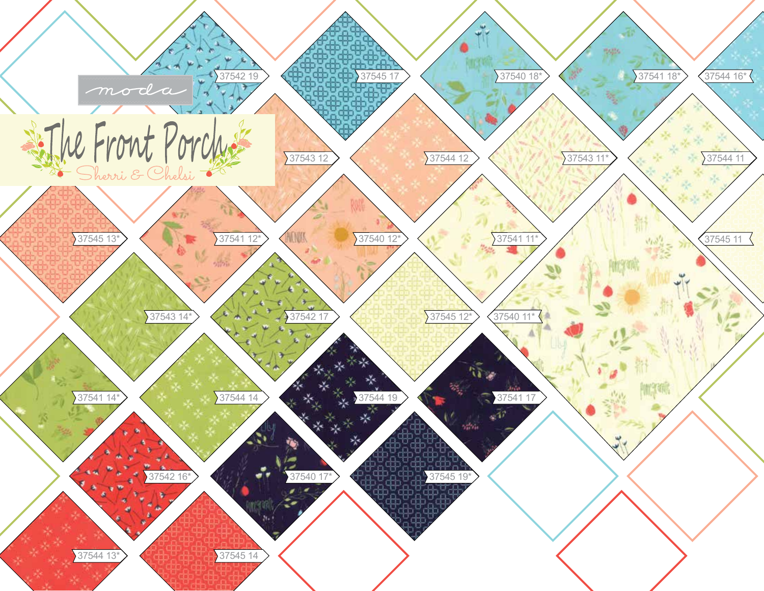moda

# The Front Porch

Sherri & Chelsi

37542 19

37545 17

37540 18*

37541 18*

37544 16*

37543 12

37544 12

37543 11*

37544 11

37545 13*

37541 12*

37540 12*

37541 11*

37545 11

37543 14*

37542 17

37545 12*

37540 11*

37541 14*

37544 14

37544 19

37541 17

37542 16*

37540 17*

37545 19*

37544 13*

37545 14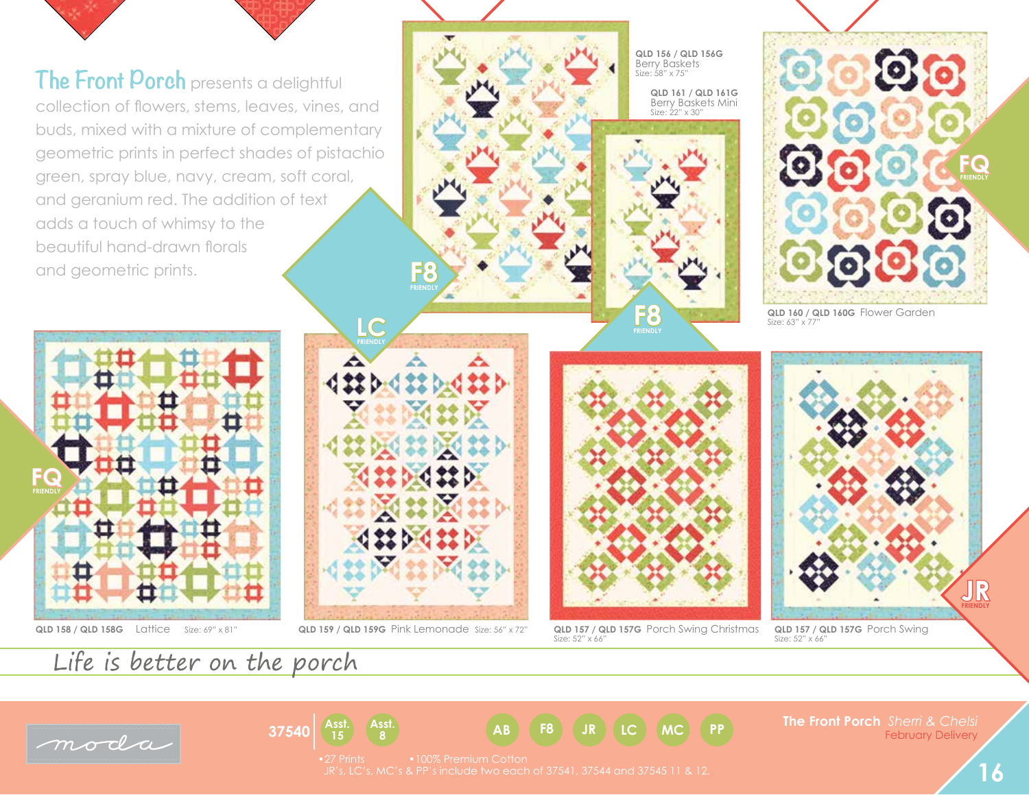**The Front Porch** presents a delightful collection of flowers, stems, leaves, vines, and buds, mixed with a mixture of complementary geometric prints in perfect shades of pistachio green, spray blue, navy, cream, soft coral, and geranium red. The addition of text adds a touch of whimsy to the beautiful hand-drawn florals and geometric prints.

**QLD 156 / QLD 156G** Berry Baskets
Size: 58" x 75"

**QLD 161 / QLD 161G** Berry Baskets Mini
Size: 22" x 30"

F8 FRIENDLY

LC FRIENDLY

F8 FRIENDLY

FQ FRIENDLY

**QLD 160 / QLD 160G** Flower Garden
Size: 63" x 77"

FQ FRIENDLY

**QLD 158 / QLD 158G** Lattice Size: 69" x 81"

**QLD 159 / QLD 159G** Pink Lemonade Size: 56" x 72"

**QLD 157 / QLD 157G** Porch Swing Christmas
Size: 52" x 66"

**QLD 157 / QLD 157G** Porch Swing
Size: 52" x 66"

JR FRIENDLY

*Life is better on the porch*

moda

**37540** | Asst. 15 | Asst. 8 | AB | F8 | JR | LC | MC | PP

•27 Prints •100% Premium Cotton
JR's, LC's, MC's & PP's include two each of 37541, 37544 and 37545 11 & 12.

**The Front Porch** *Sherri & Chelsi*
February Delivery